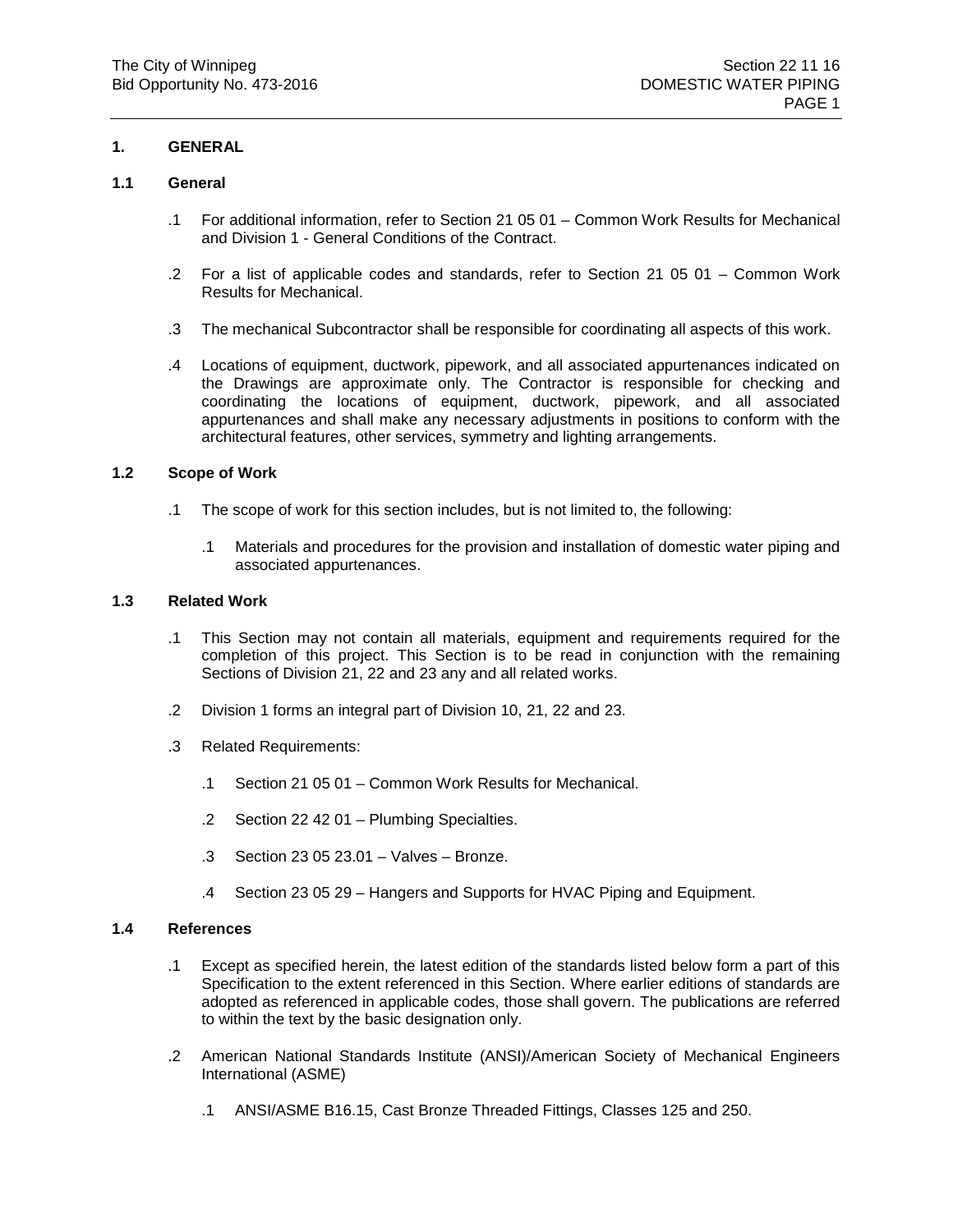## 1. GENERAL

### 1.1 General

.1 For additional information, refer to Section 21 05 01 – Common Work Results for Mechanical and Division 1 - General Conditions of the Contract.

.2 For a list of applicable codes and standards, refer to Section 21 05 01 – Common Work Results for Mechanical.

.3 The mechanical Subcontractor shall be responsible for coordinating all aspects of this work.

.4 Locations of equipment, ductwork, pipework, and all associated appurtenances indicated on the Drawings are approximate only. The Contractor is responsible for checking and coordinating the locations of equipment, ductwork, pipework, and all associated appurtenances and shall make any necessary adjustments in positions to conform with the architectural features, other services, symmetry and lighting arrangements.

### 1.2 Scope of Work

.1 The scope of work for this section includes, but is not limited to, the following:

.1 Materials and procedures for the provision and installation of domestic water piping and associated appurtenances.

### 1.3 Related Work

.1 This Section may not contain all materials, equipment and requirements required for the completion of this project. This Section is to be read in conjunction with the remaining Sections of Division 21, 22 and 23 any and all related works.

.2 Division 1 forms an integral part of Division 10, 21, 22 and 23.

.3 Related Requirements:

.1 Section 21 05 01 – Common Work Results for Mechanical.

.2 Section 22 42 01 – Plumbing Specialties.

.3 Section 23 05 23.01 – Valves – Bronze.

.4 Section 23 05 29 – Hangers and Supports for HVAC Piping and Equipment.

### 1.4 References

.1 Except as specified herein, the latest edition of the standards listed below form a part of this Specification to the extent referenced in this Section. Where earlier editions of standards are adopted as referenced in applicable codes, those shall govern. The publications are referred to within the text by the basic designation only.

.2 American National Standards Institute (ANSI)/American Society of Mechanical Engineers International (ASME)

.1 ANSI/ASME B16.15, Cast Bronze Threaded Fittings, Classes 125 and 250.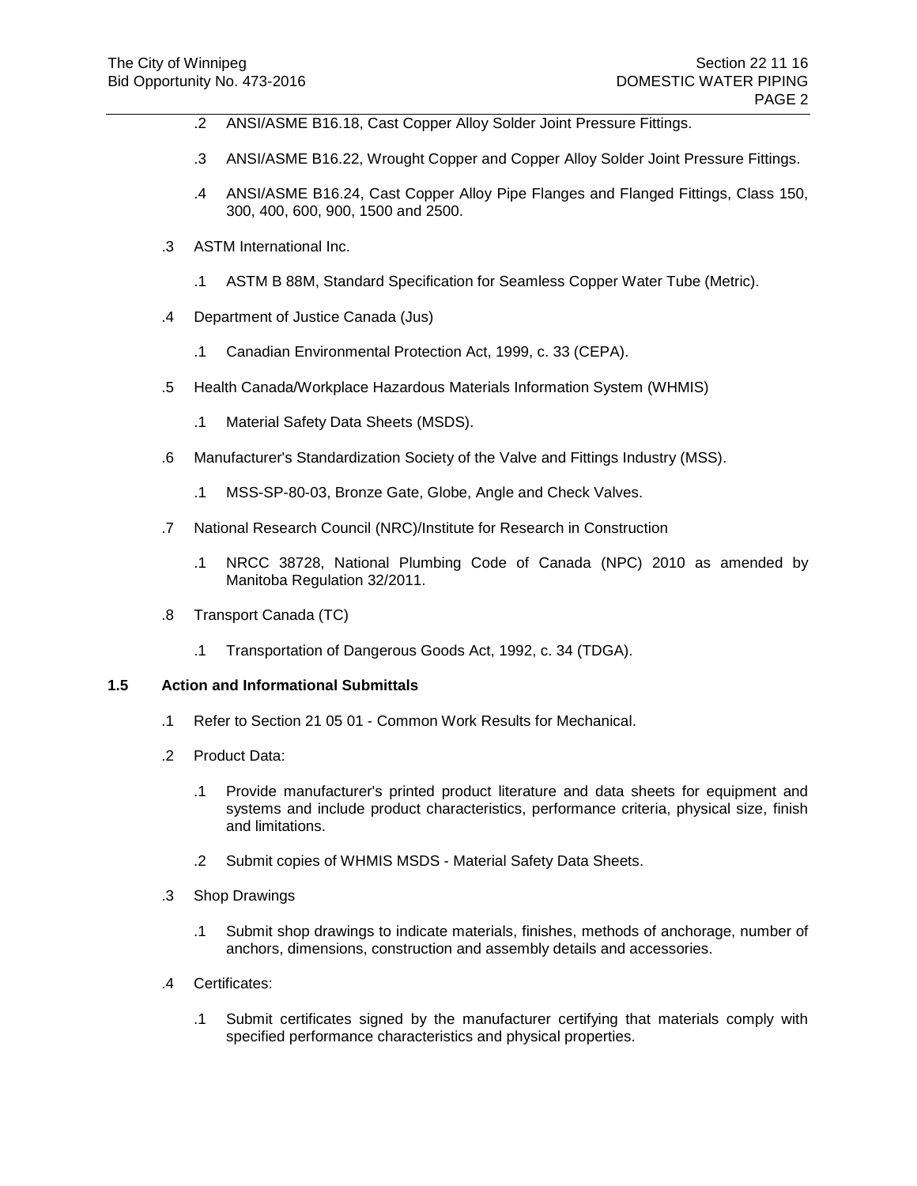.2 ANSI/ASME B16.18, Cast Copper Alloy Solder Joint Pressure Fittings.

.3 ANSI/ASME B16.22, Wrought Copper and Copper Alloy Solder Joint Pressure Fittings.

.4 ANSI/ASME B16.24, Cast Copper Alloy Pipe Flanges and Flanged Fittings, Class 150, 300, 400, 600, 900, 1500 and 2500.

.3 ASTM International Inc.

.1 ASTM B 88M, Standard Specification for Seamless Copper Water Tube (Metric).

.4 Department of Justice Canada (Jus)

.1 Canadian Environmental Protection Act, 1999, c. 33 (CEPA).

.5 Health Canada/Workplace Hazardous Materials Information System (WHMIS)

.1 Material Safety Data Sheets (MSDS).

.6 Manufacturer's Standardization Society of the Valve and Fittings Industry (MSS).

.1 MSS-SP-80-03, Bronze Gate, Globe, Angle and Check Valves.

.7 National Research Council (NRC)/Institute for Research in Construction

.1 NRCC 38728, National Plumbing Code of Canada (NPC) 2010 as amended by Manitoba Regulation 32/2011.

.8 Transport Canada (TC)

.1 Transportation of Dangerous Goods Act, 1992, c. 34 (TDGA).

### 1.5 Action and Informational Submittals

.1 Refer to Section 21 05 01 - Common Work Results for Mechanical.

.2 Product Data:

.1 Provide manufacturer's printed product literature and data sheets for equipment and systems and include product characteristics, performance criteria, physical size, finish and limitations.

.2 Submit copies of WHMIS MSDS - Material Safety Data Sheets.

.3 Shop Drawings

.1 Submit shop drawings to indicate materials, finishes, methods of anchorage, number of anchors, dimensions, construction and assembly details and accessories.

.4 Certificates:

.1 Submit certificates signed by the manufacturer certifying that materials comply with specified performance characteristics and physical properties.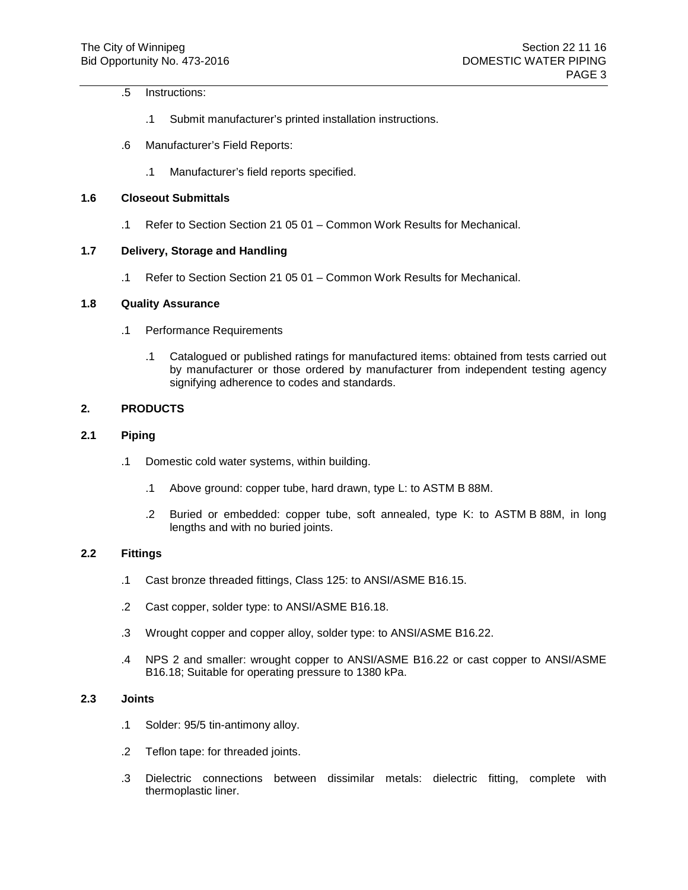.5 Instructions:

   .1 Submit manufacturer's printed installation instructions.

.6 Manufacturer's Field Reports:

   .1 Manufacturer's field reports specified.

### 1.6 Closeout Submittals

.1 Refer to Section Section 21 05 01 – Common Work Results for Mechanical.

### 1.7 Delivery, Storage and Handling

.1 Refer to Section Section 21 05 01 – Common Work Results for Mechanical.

### 1.8 Quality Assurance

.1 Performance Requirements

   .1 Catalogued or published ratings for manufactured items: obtained from tests carried out by manufacturer or those ordered by manufacturer from independent testing agency signifying adherence to codes and standards.

## 2. PRODUCTS

### 2.1 Piping

.1 Domestic cold water systems, within building.

   .1 Above ground: copper tube, hard drawn, type L: to ASTM B 88M.

   .2 Buried or embedded: copper tube, soft annealed, type K: to ASTM B 88M, in long lengths and with no buried joints.

### 2.2 Fittings

.1 Cast bronze threaded fittings, Class 125: to ANSI/ASME B16.15.

.2 Cast copper, solder type: to ANSI/ASME B16.18.

.3 Wrought copper and copper alloy, solder type: to ANSI/ASME B16.22.

.4 NPS 2 and smaller: wrought copper to ANSI/ASME B16.22 or cast copper to ANSI/ASME B16.18; Suitable for operating pressure to 1380 kPa.

### 2.3 Joints

.1 Solder: 95/5 tin-antimony alloy.

.2 Teflon tape: for threaded joints.

.3 Dielectric connections between dissimilar metals: dielectric fitting, complete with thermoplastic liner.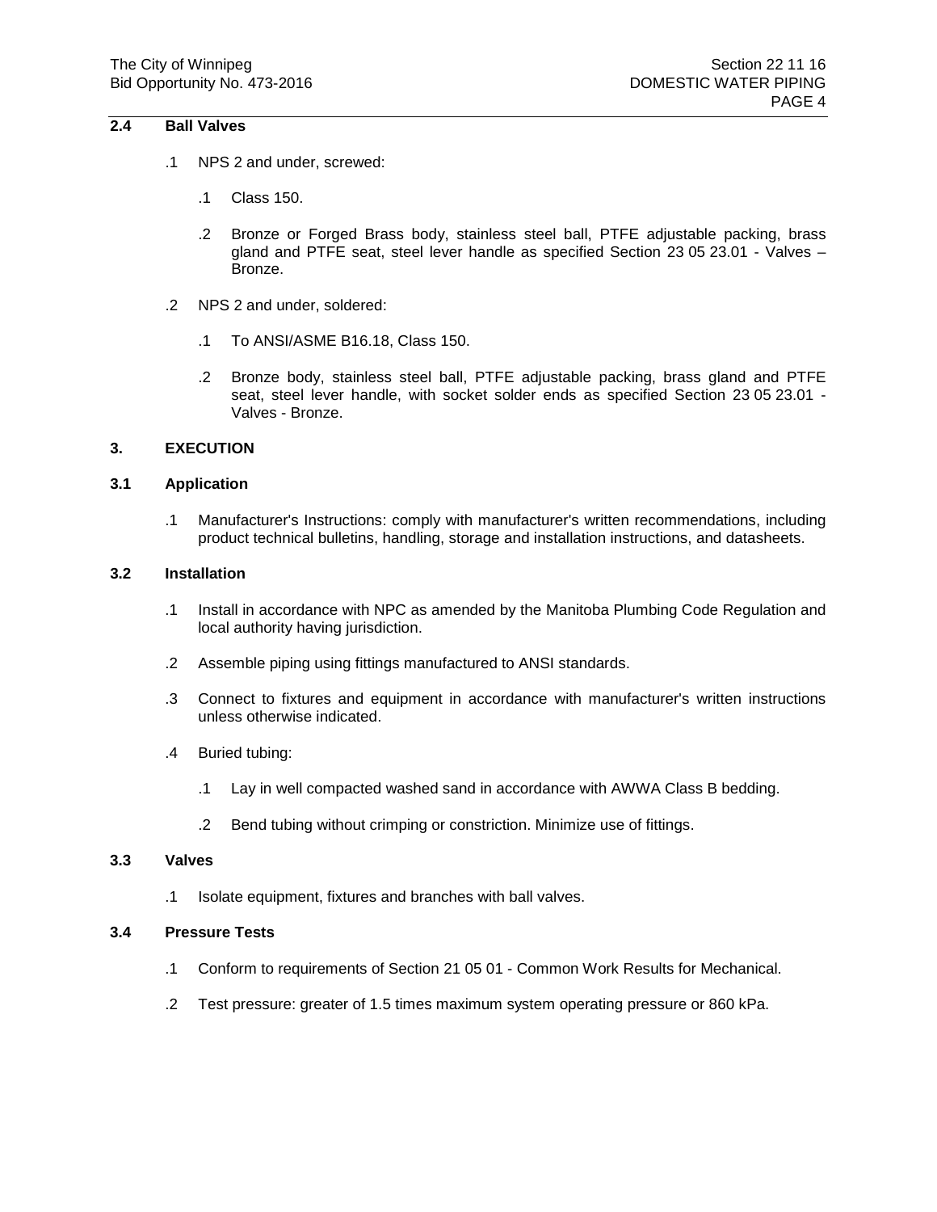### 2.4 Ball Valves

.1 NPS 2 and under, screwed:

  .1 Class 150.

  .2 Bronze or Forged Brass body, stainless steel ball, PTFE adjustable packing, brass gland and PTFE seat, steel lever handle as specified Section 23 05 23.01 - Valves – Bronze.

.2 NPS 2 and under, soldered:

  .1 To ANSI/ASME B16.18, Class 150.

  .2 Bronze body, stainless steel ball, PTFE adjustable packing, brass gland and PTFE seat, steel lever handle, with socket solder ends as specified Section 23 05 23.01 - Valves - Bronze.

## 3. EXECUTION

### 3.1 Application

.1 Manufacturer's Instructions: comply with manufacturer's written recommendations, including product technical bulletins, handling, storage and installation instructions, and datasheets.

### 3.2 Installation

.1 Install in accordance with NPC as amended by the Manitoba Plumbing Code Regulation and local authority having jurisdiction.

.2 Assemble piping using fittings manufactured to ANSI standards.

.3 Connect to fixtures and equipment in accordance with manufacturer's written instructions unless otherwise indicated.

.4 Buried tubing:

  .1 Lay in well compacted washed sand in accordance with AWWA Class B bedding.

  .2 Bend tubing without crimping or constriction. Minimize use of fittings.

### 3.3 Valves

.1 Isolate equipment, fixtures and branches with ball valves.

### 3.4 Pressure Tests

.1 Conform to requirements of Section 21 05 01 - Common Work Results for Mechanical.

.2 Test pressure: greater of 1.5 times maximum system operating pressure or 860 kPa.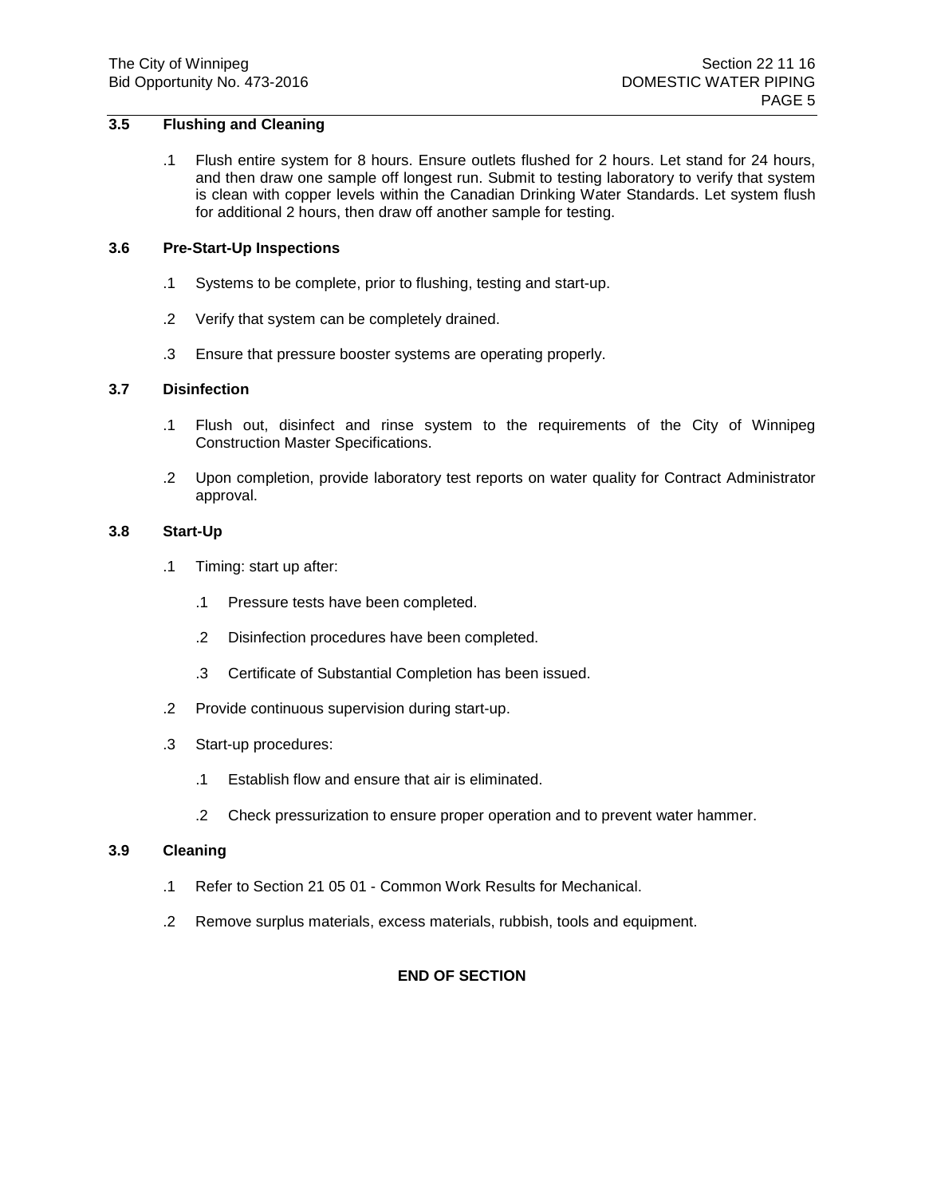### 3.5 Flushing and Cleaning

.1 Flush entire system for 8 hours. Ensure outlets flushed for 2 hours. Let stand for 24 hours, and then draw one sample off longest run. Submit to testing laboratory to verify that system is clean with copper levels within the Canadian Drinking Water Standards. Let system flush for additional 2 hours, then draw off another sample for testing.

### 3.6 Pre-Start-Up Inspections

.1 Systems to be complete, prior to flushing, testing and start-up.

.2 Verify that system can be completely drained.

.3 Ensure that pressure booster systems are operating properly.

### 3.7 Disinfection

.1 Flush out, disinfect and rinse system to the requirements of the City of Winnipeg Construction Master Specifications.

.2 Upon completion, provide laboratory test reports on water quality for Contract Administrator approval.

### 3.8 Start-Up

.1 Timing: start up after:

  .1 Pressure tests have been completed.

  .2 Disinfection procedures have been completed.

  .3 Certificate of Substantial Completion has been issued.

.2 Provide continuous supervision during start-up.

.3 Start-up procedures:

  .1 Establish flow and ensure that air is eliminated.

  .2 Check pressurization to ensure proper operation and to prevent water hammer.

### 3.9 Cleaning

.1 Refer to Section 21 05 01 - Common Work Results for Mechanical.

.2 Remove surplus materials, excess materials, rubbish, tools and equipment.

**END OF SECTION**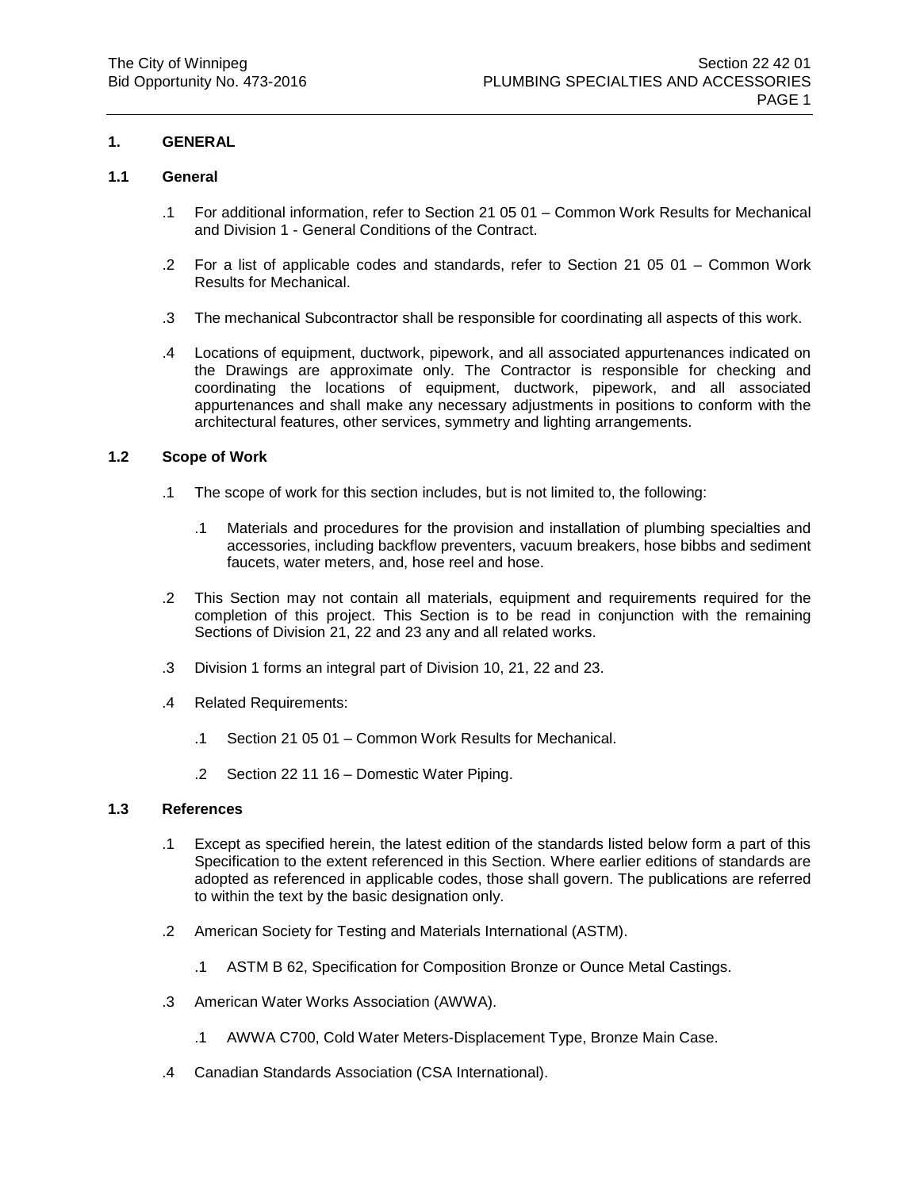## 1. GENERAL

### 1.1 General

.1 For additional information, refer to Section 21 05 01 – Common Work Results for Mechanical and Division 1 - General Conditions of the Contract.

.2 For a list of applicable codes and standards, refer to Section 21 05 01 – Common Work Results for Mechanical.

.3 The mechanical Subcontractor shall be responsible for coordinating all aspects of this work.

.4 Locations of equipment, ductwork, pipework, and all associated appurtenances indicated on the Drawings are approximate only. The Contractor is responsible for checking and coordinating the locations of equipment, ductwork, pipework, and all associated appurtenances and shall make any necessary adjustments in positions to conform with the architectural features, other services, symmetry and lighting arrangements.

### 1.2 Scope of Work

.1 The scope of work for this section includes, but is not limited to, the following:

  .1 Materials and procedures for the provision and installation of plumbing specialties and accessories, including backflow preventers, vacuum breakers, hose bibbs and sediment faucets, water meters, and, hose reel and hose.

.2 This Section may not contain all materials, equipment and requirements required for the completion of this project. This Section is to be read in conjunction with the remaining Sections of Division 21, 22 and 23 any and all related works.

.3 Division 1 forms an integral part of Division 10, 21, 22 and 23.

.4 Related Requirements:

  .1 Section 21 05 01 – Common Work Results for Mechanical.

  .2 Section 22 11 16 – Domestic Water Piping.

### 1.3 References

.1 Except as specified herein, the latest edition of the standards listed below form a part of this Specification to the extent referenced in this Section. Where earlier editions of standards are adopted as referenced in applicable codes, those shall govern. The publications are referred to within the text by the basic designation only.

.2 American Society for Testing and Materials International (ASTM).

  .1 ASTM B 62, Specification for Composition Bronze or Ounce Metal Castings.

.3 American Water Works Association (AWWA).

  .1 AWWA C700, Cold Water Meters-Displacement Type, Bronze Main Case.

.4 Canadian Standards Association (CSA International).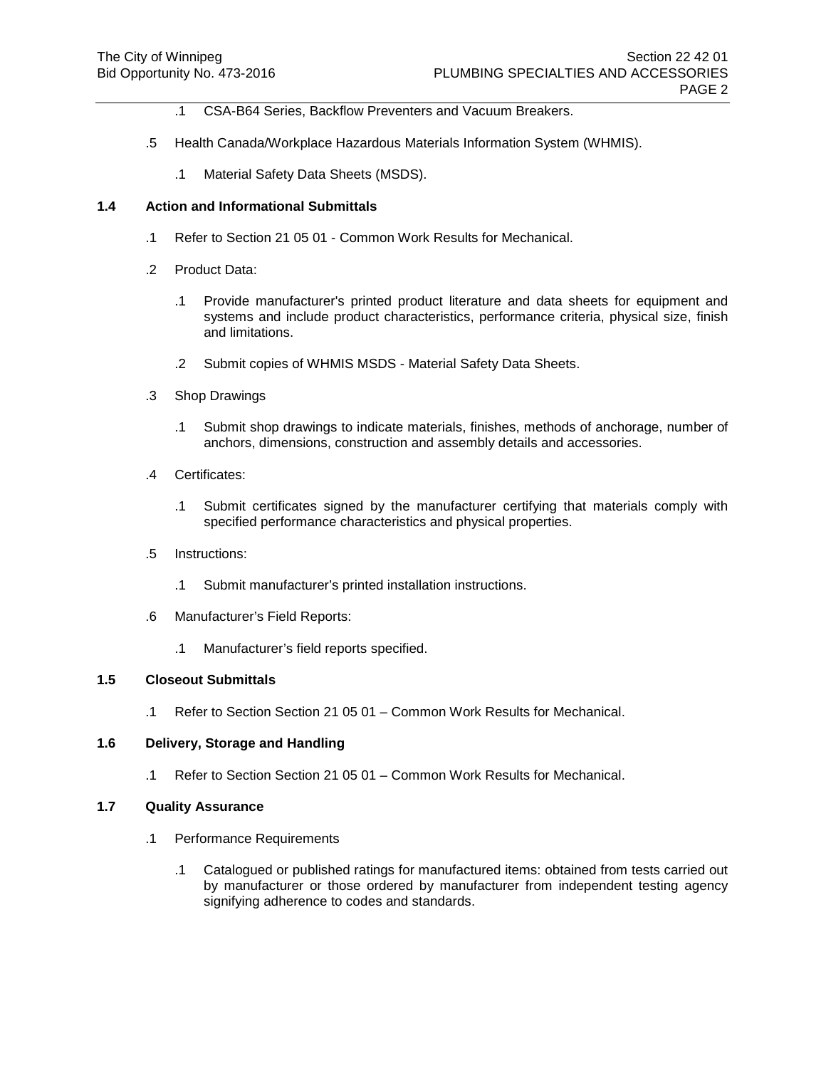.1 CSA-B64 Series, Backflow Preventers and Vacuum Breakers.

.5 Health Canada/Workplace Hazardous Materials Information System (WHMIS).

.1 Material Safety Data Sheets (MSDS).

**1.4 Action and Informational Submittals**

.1 Refer to Section 21 05 01 - Common Work Results for Mechanical.

.2 Product Data:

.1 Provide manufacturer's printed product literature and data sheets for equipment and systems and include product characteristics, performance criteria, physical size, finish and limitations.

.2 Submit copies of WHMIS MSDS - Material Safety Data Sheets.

.3 Shop Drawings

.1 Submit shop drawings to indicate materials, finishes, methods of anchorage, number of anchors, dimensions, construction and assembly details and accessories.

.4 Certificates:

.1 Submit certificates signed by the manufacturer certifying that materials comply with specified performance characteristics and physical properties.

.5 Instructions:

.1 Submit manufacturer's printed installation instructions.

.6 Manufacturer's Field Reports:

.1 Manufacturer's field reports specified.

**1.5 Closeout Submittals**

.1 Refer to Section Section 21 05 01 – Common Work Results for Mechanical.

**1.6 Delivery, Storage and Handling**

.1 Refer to Section Section 21 05 01 – Common Work Results for Mechanical.

**1.7 Quality Assurance**

.1 Performance Requirements

.1 Catalogued or published ratings for manufactured items: obtained from tests carried out by manufacturer or those ordered by manufacturer from independent testing agency signifying adherence to codes and standards.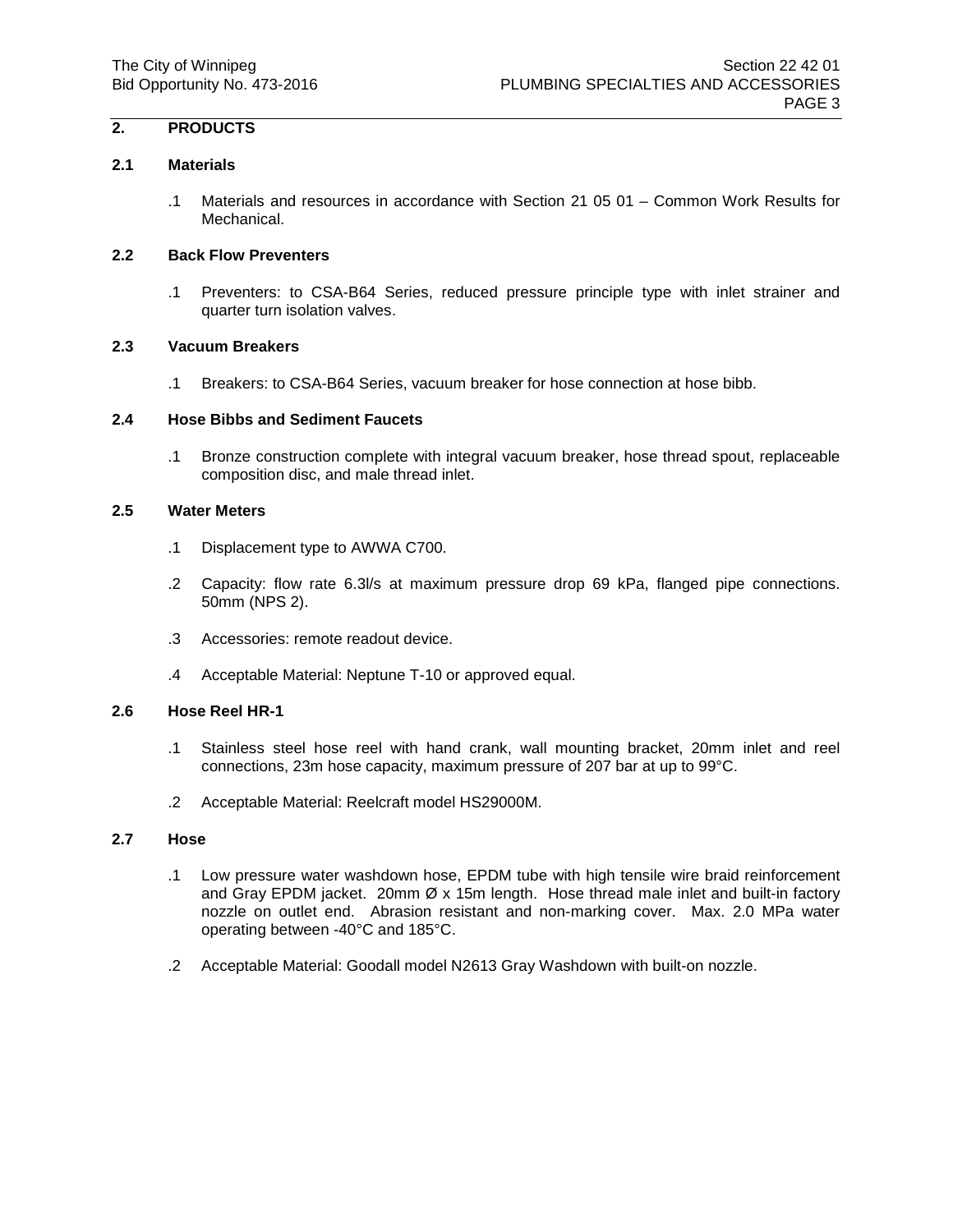## 2. PRODUCTS

### 2.1 Materials

.1 Materials and resources in accordance with Section 21 05 01 – Common Work Results for Mechanical.

### 2.2 Back Flow Preventers

.1 Preventers: to CSA-B64 Series, reduced pressure principle type with inlet strainer and quarter turn isolation valves.

### 2.3 Vacuum Breakers

.1 Breakers: to CSA-B64 Series, vacuum breaker for hose connection at hose bibb.

### 2.4 Hose Bibbs and Sediment Faucets

.1 Bronze construction complete with integral vacuum breaker, hose thread spout, replaceable composition disc, and male thread inlet.

### 2.5 Water Meters

.1 Displacement type to AWWA C700.

.2 Capacity: flow rate 6.3l/s at maximum pressure drop 69 kPa, flanged pipe connections. 50mm (NPS 2).

.3 Accessories: remote readout device.

.4 Acceptable Material: Neptune T-10 or approved equal.

### 2.6 Hose Reel HR-1

.1 Stainless steel hose reel with hand crank, wall mounting bracket, 20mm inlet and reel connections, 23m hose capacity, maximum pressure of 207 bar at up to 99°C.

.2 Acceptable Material: Reelcraft model HS29000M.

### 2.7 Hose

.1 Low pressure water washdown hose, EPDM tube with high tensile wire braid reinforcement and Gray EPDM jacket. 20mm Ø x 15m length. Hose thread male inlet and built-in factory nozzle on outlet end. Abrasion resistant and non-marking cover. Max. 2.0 MPa water operating between -40°C and 185°C.

.2 Acceptable Material: Goodall model N2613 Gray Washdown with built-on nozzle.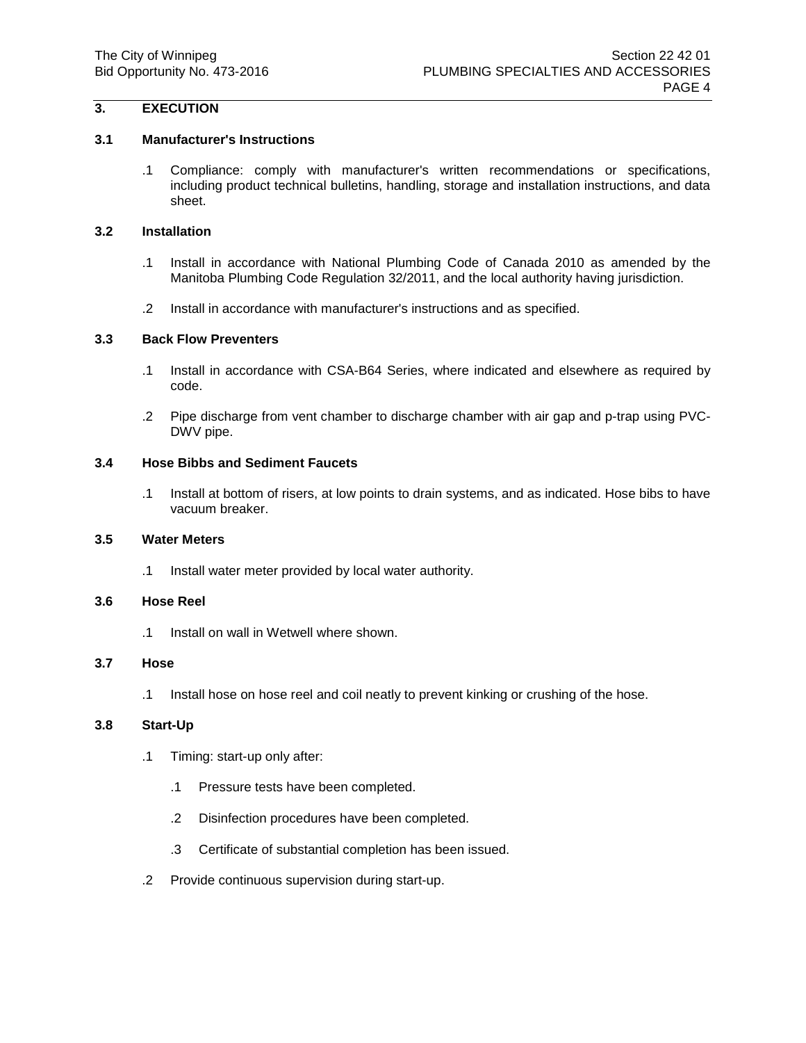## 3. EXECUTION

### 3.1 Manufacturer's Instructions

.1 Compliance: comply with manufacturer's written recommendations or specifications, including product technical bulletins, handling, storage and installation instructions, and data sheet.

### 3.2 Installation

.1 Install in accordance with National Plumbing Code of Canada 2010 as amended by the Manitoba Plumbing Code Regulation 32/2011, and the local authority having jurisdiction.

.2 Install in accordance with manufacturer's instructions and as specified.

### 3.3 Back Flow Preventers

.1 Install in accordance with CSA-B64 Series, where indicated and elsewhere as required by code.

.2 Pipe discharge from vent chamber to discharge chamber with air gap and p-trap using PVC-DWV pipe.

### 3.4 Hose Bibbs and Sediment Faucets

.1 Install at bottom of risers, at low points to drain systems, and as indicated. Hose bibs to have vacuum breaker.

### 3.5 Water Meters

.1 Install water meter provided by local water authority.

### 3.6 Hose Reel

.1 Install on wall in Wetwell where shown.

### 3.7 Hose

.1 Install hose on hose reel and coil neatly to prevent kinking or crushing of the hose.

### 3.8 Start-Up

.1 Timing: start-up only after:

  .1 Pressure tests have been completed.

  .2 Disinfection procedures have been completed.

  .3 Certificate of substantial completion has been issued.

.2 Provide continuous supervision during start-up.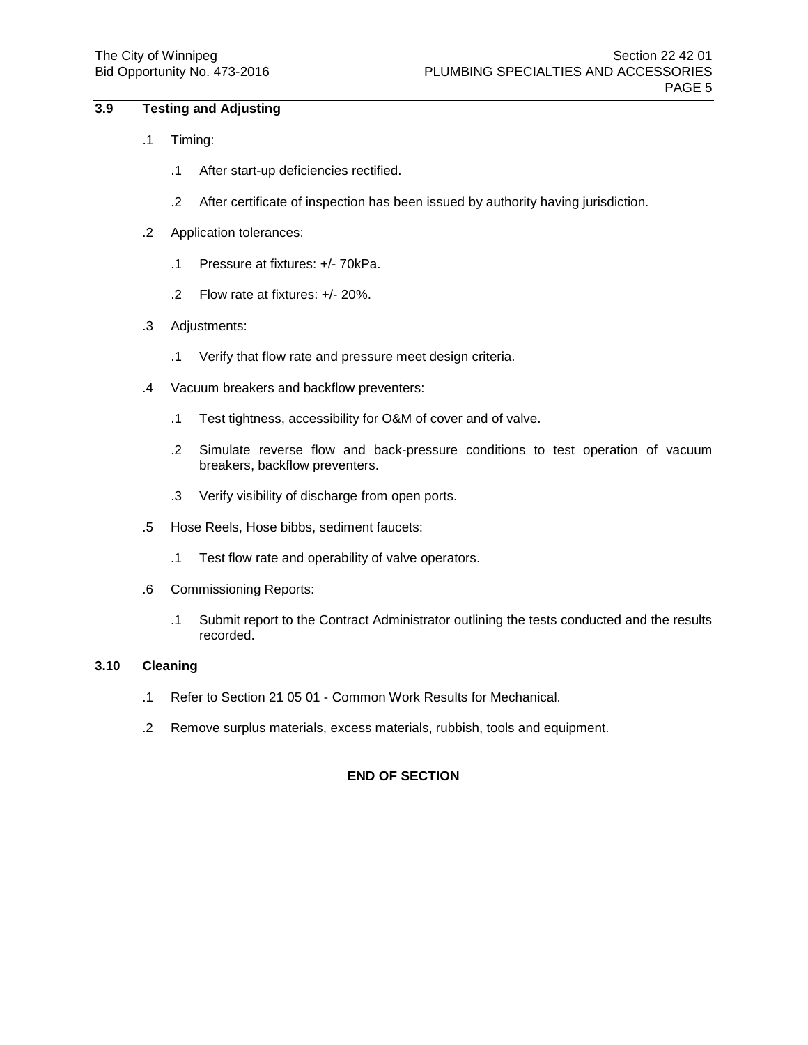### 3.9 Testing and Adjusting

.1 Timing:

- .1 After start-up deficiencies rectified.
- .2 After certificate of inspection has been issued by authority having jurisdiction.

.2 Application tolerances:

- .1 Pressure at fixtures: +/- 70kPa.
- .2 Flow rate at fixtures: +/- 20%.

.3 Adjustments:

- .1 Verify that flow rate and pressure meet design criteria.

.4 Vacuum breakers and backflow preventers:

- .1 Test tightness, accessibility for O&M of cover and of valve.
- .2 Simulate reverse flow and back-pressure conditions to test operation of vacuum breakers, backflow preventers.
- .3 Verify visibility of discharge from open ports.

.5 Hose Reels, Hose bibbs, sediment faucets:

- .1 Test flow rate and operability of valve operators.

.6 Commissioning Reports:

- .1 Submit report to the Contract Administrator outlining the tests conducted and the results recorded.

### 3.10 Cleaning

.1 Refer to Section 21 05 01 - Common Work Results for Mechanical.

.2 Remove surplus materials, excess materials, rubbish, tools and equipment.

**END OF SECTION**